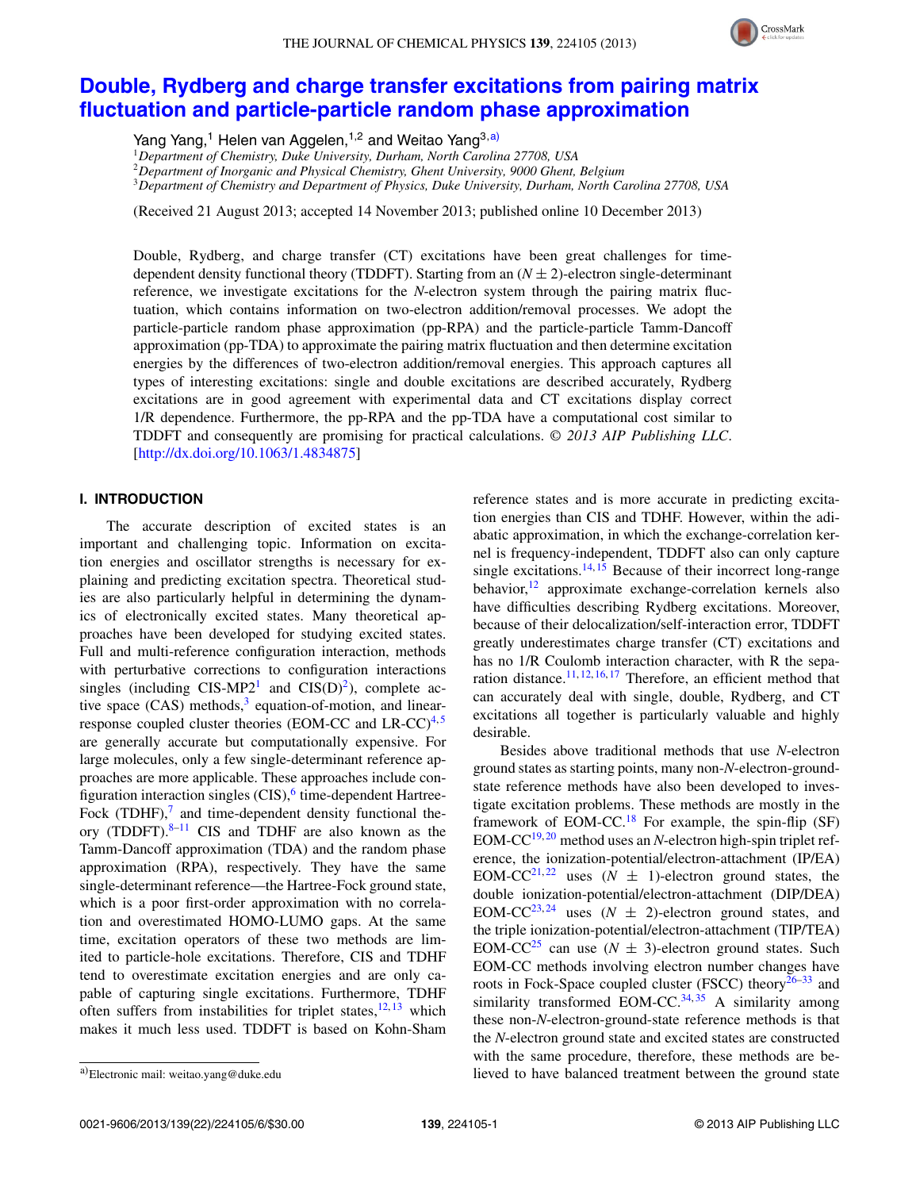# Double, Rydberg and charge transfer excitations from pairing matrix fluctuation and particle-particle random phase approximation

Yang Yang,[1] Helen van Aggelen,[1,2] and Weitao Yang[3,a)]

[1]*Department of Chemistry, Duke University, Durham, North Carolina 27708, USA*
[2]*Department of Inorganic and Physical Chemistry, Ghent University, 9000 Ghent, Belgium*
[3]*Department of Chemistry and Department of Physics, Duke University, Durham, North Carolina 27708, USA*

(Received 21 August 2013; accepted 14 November 2013; published online 10 December 2013)

Double, Rydberg, and charge transfer (CT) excitations have been great challenges for time-dependent density functional theory (TDDFT). Starting from an $(N \pm 2)$-electron single-determinant reference, we investigate excitations for the $N$-electron system through the pairing matrix fluctuation, which contains information on two-electron addition/removal processes. We adopt the particle-particle random phase approximation (pp-RPA) and the particle-particle Tamm-Dancoff approximation (pp-TDA) to approximate the pairing matrix fluctuation and then determine excitation energies by the differences of two-electron addition/removal energies. This approach captures all types of interesting excitations: single and double excitations are described accurately, Rydberg excitations are in good agreement with experimental data and CT excitations display correct $1/R$ dependence. Furthermore, the pp-RPA and the pp-TDA have a computational cost similar to TDDFT and consequently are promising for practical calculations. © *2013 AIP Publishing LLC*. [http://dx.doi.org/10.1063/1.4834875]

## I. INTRODUCTION

The accurate description of excited states is an important and challenging topic. Information on excitation energies and oscillator strengths is necessary for explaining and predicting excitation spectra. Theoretical studies are also particularly helpful in determining the dynamics of electronically excited states. Many theoretical approaches have been developed for studying excited states. Full and multi-reference configuration interaction, methods with perturbative corrections to configuration interactions singles (including CIS-MP2[1] and CIS(D)[2]), complete active space (CAS) methods,[3] equation-of-motion, and linear-response coupled cluster theories (EOM-CC and LR-CC)[4,5] are generally accurate but computationally expensive. For large molecules, only a few single-determinant reference approaches are more applicable. These approaches include configuration interaction singles (CIS),[6] time-dependent Hartree-Fock (TDHF),[7] and time-dependent density functional theory (TDDFT).[8–11] CIS and TDHF are also known as the Tamm-Dancoff approximation (TDA) and the random phase approximation (RPA), respectively. They have the same single-determinant reference—the Hartree-Fock ground state, which is a poor first-order approximation with no correlation and overestimated HOMO-LUMO gaps. At the same time, excitation operators of these two methods are limited to particle-hole excitations. Therefore, CIS and TDHF tend to overestimate excitation energies and are only capable of capturing single excitations. Furthermore, TDHF often suffers from instabilities for triplet states,[12,13] which makes it much less used. TDDFT is based on Kohn-Sham reference states and is more accurate in predicting excitation energies than CIS and TDHF. However, within the adiabatic approximation, in which the exchange-correlation kernel is frequency-independent, TDDFT also can only capture single excitations.[14,15] Because of their incorrect long-range behavior,[12] approximate exchange-correlation kernels also have difficulties describing Rydberg excitations. Moreover, because of their delocalization/self-interaction error, TDDFT greatly underestimates charge transfer (CT) excitations and has no $1/R$ Coulomb interaction character, with R the separation distance.[11,12,16,17] Therefore, an efficient method that can accurately deal with single, double, Rydberg, and CT excitations all together is particularly valuable and highly desirable.

Besides above traditional methods that use $N$-electron ground states as starting points, many non-$N$-electron-ground-state reference methods have also been developed to investigate excitation problems. These methods are mostly in the framework of EOM-CC.[18] For example, the spin-flip (SF) EOM-CC[19,20] method uses an $N$-electron high-spin triplet reference, the ionization-potential/electron-attachment (IP/EA) EOM-CC[21,22] uses $(N \pm 1)$-electron ground states, the double ionization-potential/electron-attachment (DIP/DEA) EOM-CC[23,24] uses $(N \pm 2)$-electron ground states, and the triple ionization-potential/electron-attachment (TIP/TEA) EOM-CC[25] can use $(N \pm 3)$-electron ground states. Such EOM-CC methods involving electron number changes have roots in Fock-Space coupled cluster (FSCC) theory[26–33] and similarity transformed EOM-CC.[34,35] A similarity among these non-$N$-electron-ground-state reference methods is that the $N$-electron ground state and excited states are constructed with the same procedure, therefore, these methods are believed to have balanced treatment between the ground state

---

[a)]Electronic mail: weitao.yang@duke.edu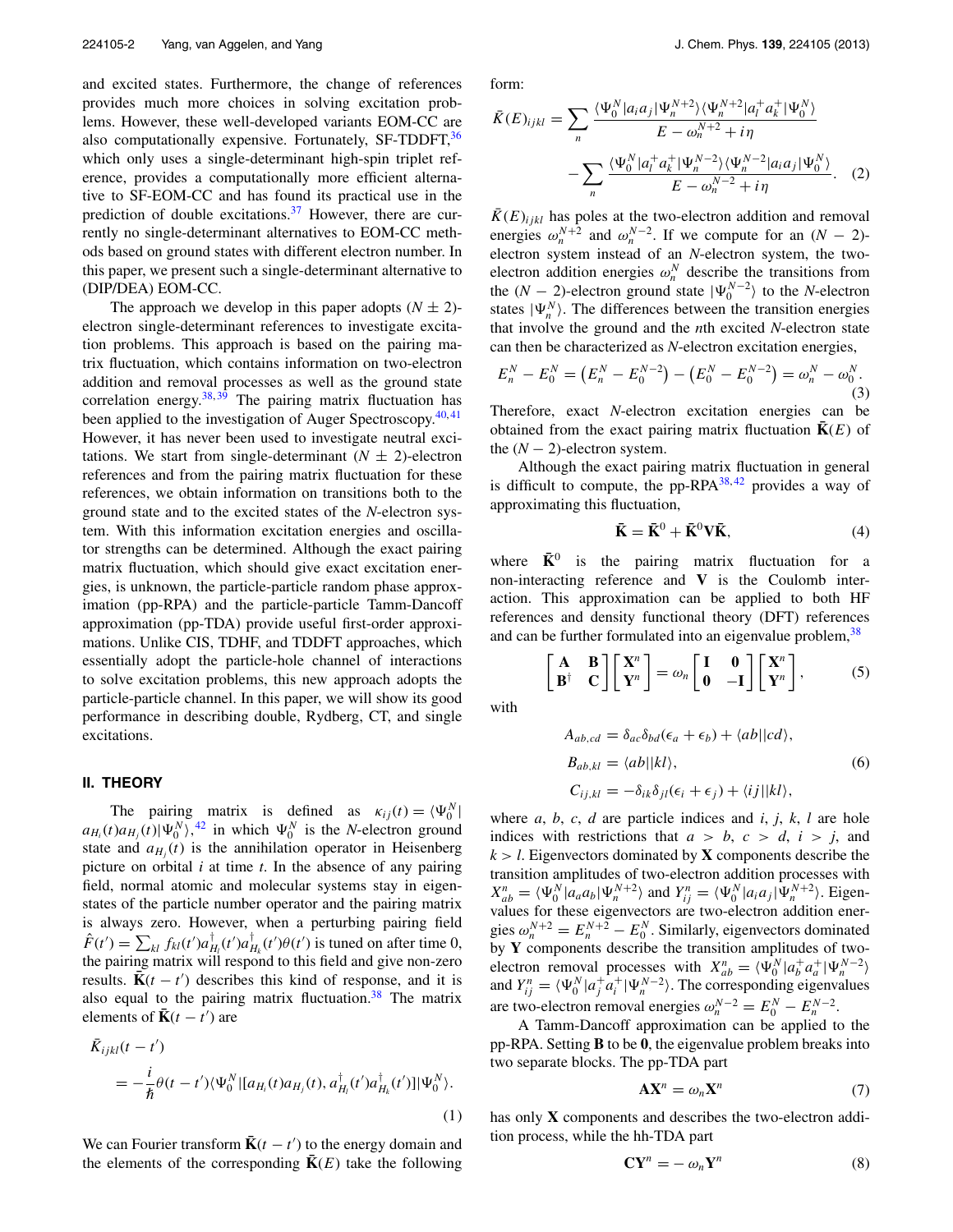and excited states. Furthermore, the change of references provides much more choices in solving excitation problems. However, these well-developed variants EOM-CC are also computationally expensive. Fortunately, SF-TDDFT,[36] which only uses a single-determinant high-spin triplet reference, provides a computationally more efficient alternative to SF-EOM-CC and has found its practical use in the prediction of double excitations.[37] However, there are currently no single-determinant alternatives to EOM-CC methods based on ground states with different electron number. In this paper, we present such a single-determinant alternative to (DIP/DEA) EOM-CC.

The approach we develop in this paper adopts $(N \pm 2)$-electron single-determinant references to investigate excitation problems. This approach is based on the pairing matrix fluctuation, which contains information on two-electron addition and removal processes as well as the ground state correlation energy.[38,39] The pairing matrix fluctuation has been applied to the investigation of Auger Spectroscopy.[40,41] However, it has never been used to investigate neutral excitations. We start from single-determinant $(N \pm 2)$-electron references and from the pairing matrix fluctuation for these references, we obtain information on transitions both to the ground state and to the excited states of the $N$-electron system. With this information excitation energies and oscillator strengths can be determined. Although the exact pairing matrix fluctuation, which should give exact excitation energies, is unknown, the particle-particle random phase approximation (pp-RPA) and the particle-particle Tamm-Dancoff approximation (pp-TDA) provide useful first-order approximations. Unlike CIS, TDHF, and TDDFT approaches, which essentially adopt the particle-hole channel of interactions to solve excitation problems, this new approach adopts the particle-particle channel. In this paper, we will show its good performance in describing double, Rydberg, CT, and single excitations.

## II. THEORY

The pairing matrix is defined as $\kappa_{ij}(t) = \langle \Psi_0^N | a_{H_i}(t) a_{H_j}(t) | \Psi_0^N \rangle$,[42] in which $\Psi_0^N$ is the $N$-electron ground state and $a_{H_j}(t)$ is the annihilation operator in Heisenberg picture on orbital $i$ at time $t$. In the absence of any pairing field, normal atomic and molecular systems stay in eigenstates of the particle number operator and the pairing matrix is always zero. However, when a perturbing pairing field $\hat{F}(t') = \sum_{kl} f_{kl}(t') a_{H_l}^\dagger(t') a_{H_k}^\dagger(t') \theta(t')$ is tuned on after time 0, the pairing matrix will respond to this field and give non-zero results. $\bar{\mathbf{K}}(t - t')$ describes this kind of response, and it is also equal to the pairing matrix fluctuation.[38] The matrix elements of $\bar{\mathbf{K}}(t - t')$ are

$$
\begin{aligned}
&\bar{K}_{ijkl}(t - t') \\
&\quad = -\frac{i}{\hbar} \theta(t - t') \langle \Psi_0^N | [a_{H_i}(t) a_{H_j}(t), a_{H_l}^\dagger(t') a_{H_k}^\dagger(t')] | \Psi_0^N \rangle .
\end{aligned}
\tag{1}
$$

We can Fourier transform $\bar{\mathbf{K}}(t - t')$ to the energy domain and the elements of the corresponding $\bar{\mathbf{K}}(E)$ take the following form:

$$
\begin{aligned}
\bar{K}(E)_{ijkl} &= \sum_n \frac{\langle \Psi_0^N | a_i a_j | \Psi_n^{N+2} \rangle \langle \Psi_n^{N+2} | a_l^+ a_k^+ | \Psi_0^N \rangle}{E - \omega_n^{N+2} + i\eta} \\
&\quad - \sum_n \frac{\langle \Psi_0^N | a_l^+ a_k^+ | \Psi_n^{N-2} \rangle \langle \Psi_n^{N-2} | a_i a_j | \Psi_0^N \rangle}{E - \omega_n^{N-2} + i\eta} .
\end{aligned}
\tag{2}
$$

$\bar{K}(E)_{ijkl}$ has poles at the two-electron addition and removal energies $\omega_n^{N+2}$ and $\omega_n^{N-2}$. If we compute for an $(N - 2)$-electron system instead of an $N$-electron system, the two-electron addition energies $\omega_n^N$ describe the transitions from the $(N - 2)$-electron ground state $|\Psi_0^{N-2}\rangle$ to the $N$-electron states $|\Psi_n^N\rangle$. The differences between the transition energies that involve the ground and the $n$th excited $N$-electron state can then be characterized as $N$-electron excitation energies,

$$
E_n^N - E_0^N = \left(E_n^N - E_0^{N-2}\right) - \left(E_0^N - E_0^{N-2}\right) = \omega_n^N - \omega_0^N .
\tag{3}
$$

Therefore, exact $N$-electron excitation energies can be obtained from the exact pairing matrix fluctuation $\bar{\mathbf{K}}(E)$ of the $(N - 2)$-electron system.

Although the exact pairing matrix fluctuation in general is difficult to compute, the pp-RPA[38,42] provides a way of approximating this fluctuation,

$$
\bar{\mathbf{K}} = \bar{\mathbf{K}}^0 + \bar{\mathbf{K}}^0 \mathbf{V} \bar{\mathbf{K}},
\tag{4}
$$

where $\bar{\mathbf{K}}^0$ is the pairing matrix fluctuation for a non-interacting reference and $\mathbf{V}$ is the Coulomb interaction. This approximation can be applied to both HF references and density functional theory (DFT) references and can be further formulated into an eigenvalue problem,[38]

$$
\begin{bmatrix} \mathbf{A} & \mathbf{B} \\ \mathbf{B}^\dagger & \mathbf{C} \end{bmatrix}
\begin{bmatrix} \mathbf{X}^n \\ \mathbf{Y}^n \end{bmatrix}
= \omega_n
\begin{bmatrix} \mathbf{I} & \mathbf{0} \\ \mathbf{0} & -\mathbf{I} \end{bmatrix}
\begin{bmatrix} \mathbf{X}^n \\ \mathbf{Y}^n \end{bmatrix},
\tag{5}
$$

with

$$
\begin{aligned}
A_{ab,cd} &= \delta_{ac}\delta_{bd}(\epsilon_a + \epsilon_b) + \langle ab||cd \rangle, \\
B_{ab,kl} &= \langle ab||kl \rangle, \\
C_{ij,kl} &= -\delta_{ik}\delta_{jl}(\epsilon_i + \epsilon_j) + \langle ij||kl \rangle,
\end{aligned}
\tag{6}
$$

where $a$, $b$, $c$, $d$ are particle indices and $i$, $j$, $k$, $l$ are hole indices with restrictions that $a > b$, $c > d$, $i > j$, and $k > l$. Eigenvectors dominated by $\mathbf{X}$ components describe the transition amplitudes of two-electron addition processes with $X_{ab}^n = \langle \Psi_0^N | a_a a_b | \Psi_n^{N+2} \rangle$ and $Y_{ij}^n = \langle \Psi_0^N | a_i a_j | \Psi_n^{N+2} \rangle$. Eigenvalues for these eigenvectors are two-electron addition energies $\omega_n^{N+2} = E_n^{N+2} - E_0^N$. Similarly, eigenvectors dominated by $\mathbf{Y}$ components describe the transition amplitudes of two-electron removal processes with $X_{ab}^n = \langle \Psi_0^N | a_b^+ a_a^+ | \Psi_n^{N-2} \rangle$ and $Y_{ij}^n = \langle \Psi_0^N | a_j^+ a_i^+ | \Psi_n^{N-2} \rangle$. The corresponding eigenvalues are two-electron removal energies $\omega_n^{N-2} = E_0^N - E_n^{N-2}$.

A Tamm-Dancoff approximation can be applied to the pp-RPA. Setting $\mathbf{B}$ to be $\mathbf{0}$, the eigenvalue problem breaks into two separate blocks. The pp-TDA part

$$
\mathbf{A}\mathbf{X}^n = \omega_n \mathbf{X}^n
\tag{7}
$$

has only $\mathbf{X}$ components and describes the two-electron addition process, while the hh-TDA part

$$
\mathbf{C}\mathbf{Y}^n = -\omega_n \mathbf{Y}^n
\tag{8}
$$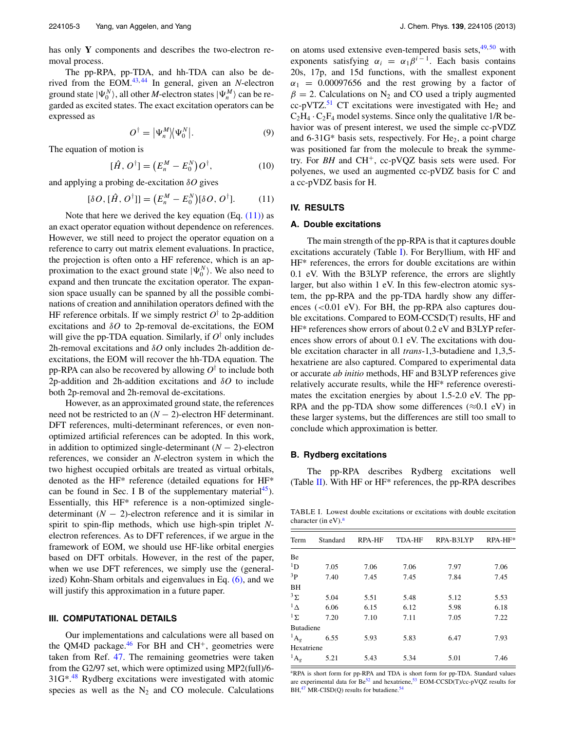has only **Y** components and describes the two-electron removal process.

The pp-RPA, pp-TDA, and hh-TDA can also be derived from the EOM.[43,44] In general, given an $N$-electron ground state $|\Psi_0^N\rangle$, all other $M$-electron states $|\Psi_n^M\rangle$ can be regarded as excited states. The exact excitation operators can be expressed as

$$O^\dagger = |\Psi_n^M\rangle\langle\Psi_0^N|. \tag{9}$$

The equation of motion is

$$[\hat{H}, O^\dagger] = \left(E_n^M - E_0^N\right) O^\dagger, \tag{10}$$

and applying a probing de-excitation $\delta O$ gives

$$[\delta O, [\hat{H}, O^\dagger]] = \left(E_n^M - E_0^N\right)[\delta O, O^\dagger]. \tag{11}$$

Note that here we derived the key equation (Eq. (11)) as an exact operator equation without dependence on references. However, we still need to project the operator equation on a reference to carry out matrix element evaluations. In practice, the projection is often onto a HF reference, which is an approximation to the exact ground state $|\Psi_0^N\rangle$. We also need to expand and then truncate the excitation operator. The expansion space usually can be spanned by all the possible combinations of creation and annihilation operators defined with the HF reference orbitals. If we simply restrict $O^\dagger$ to 2p-addition excitations and $\delta O$ to 2p-removal de-excitations, the EOM will give the pp-TDA equation. Similarly, if $O^\dagger$ only includes 2h-removal excitations and $\delta O$ only includes 2h-addition de-excitations, the EOM will recover the hh-TDA equation. The pp-RPA can also be recovered by allowing $O^\dagger$ to include both 2p-addition and 2h-addition excitations and $\delta O$ to include both 2p-removal and 2h-removal de-excitations.

However, as an approximated ground state, the references need not be restricted to an $(N-2)$-electron HF determinant. DFT references, multi-determinant references, or even non-optimized artificial references can be adopted. In this work, in addition to optimized single-determinant $(N-2)$-electron references, we consider an $N$-electron system in which the two highest occupied orbitals are treated as virtual orbitals, denoted as the HF* reference (detailed equations for HF* can be found in Sec. I B of the supplementary material[45]). Essentially, this HF* reference is a non-optimized single-determinant $(N-2)$-electron reference and it is similar in spirit to spin-flip methods, which use high-spin triplet $N$-electron references. As to DFT references, if we argue in the framework of EOM, we should use HF-like orbital energies based on DFT orbitals. However, in the rest of the paper, when we use DFT references, we simply use the (generalized) Kohn-Sham orbitals and eigenvalues in Eq. (6), and we will justify this approximation in a future paper.

## III. COMPUTATIONAL DETAILS

Our implementations and calculations were all based on the QM4D package.[46] For BH and $CH^+$, geometries were taken from Ref. 47. The remaining geometries were taken from the G2/97 set, which were optimized using MP2(full)/6-31G*.[48] Rydberg excitations were investigated with atomic species as well as the $N_2$ and CO molecule. Calculations on atoms used extensive even-tempered basis sets,[49,50] with exponents satisfying $\alpha_i = \alpha_1\beta^{i-1}$. Each basis contains 20s, 17p, and 15d functions, with the smallest exponent $\alpha_1 = 0.00097656$ and the rest growing by a factor of $\beta = 2$. Calculations on $N_2$ and CO used a triply augmented cc-pVTZ.[51] CT excitations were investigated with $He_2$ and $C_2H_4 \cdot C_2F_4$ model systems. Since only the qualitative 1/R behavior was of present interest, we used the simple cc-pVDZ and 6-31G* basis sets, respectively. For $He_2$, a point charge was positioned far from the molecule to break the symmetry. For *BH* and $CH^+$, cc-pVQZ basis sets were used. For polyenes, we used an augmented cc-pVDZ basis for C and a cc-pVDZ basis for H.

## IV. RESULTS

### A. Double excitations

The main strength of the pp-RPA is that it captures double excitations accurately (Table I). For Beryllium, with HF and HF* references, the errors for double excitations are within 0.1 eV. With the B3LYP reference, the errors are slightly larger, but also within 1 eV. In this few-electron atomic system, the pp-RPA and the pp-TDA hardly show any differences (<0.01 eV). For BH, the pp-RPA also captures double excitations. Compared to EOM-CCSD(T) results, HF and HF* references show errors of about 0.2 eV and B3LYP references show errors of about 0.1 eV. The excitations with double excitation character in all *trans*-1,3-butadiene and 1,3,5-hexatriene are also captured. Compared to experimental data or accurate *ab initio* methods, HF and B3LYP references give relatively accurate results, while the HF* reference overestimates the excitation energies by about 1.5-2.0 eV. The pp-RPA and the pp-TDA show some differences (≈0.1 eV) in these larger systems, but the differences are still too small to conclude which approximation is better.

### B. Rydberg excitations

The pp-RPA describes Rydberg excitations well (Table II). With HF or HF* references, the pp-RPA describes

TABLE I. Lowest double excitations or excitations with double excitation character (in eV).[a]

| Term | Standard | RPA-HF | TDA-HF | RPA-B3LYP | RPA-HF* |
|---|---|---|---|---|---|
| Be | | | | | |
| $^1$D | 7.05 | 7.06 | 7.06 | 7.97 | 7.06 |
| $^3$P | 7.40 | 7.45 | 7.45 | 7.84 | 7.45 |
| BH | | | | | |
| $^3\Sigma$ | 5.04 | 5.51 | 5.48 | 5.12 | 5.53 |
| $^1\Delta$ | 6.06 | 6.15 | 6.12 | 5.98 | 6.18 |
| $^1\Sigma$ | 7.20 | 7.10 | 7.11 | 7.05 | 7.22 |
| Butadiene | | | | | |
| $^1$A$_g$ | 6.55 | 5.93 | 5.83 | 6.47 | 7.93 |
| Hexatriene | | | | | |
| $^1$A$_g$ | 5.21 | 5.43 | 5.34 | 5.01 | 7.46 |

[a]RPA is short form for pp-RPA and TDA is short form for pp-TDA. Standard values are experimental data for Be[52] and hexatriene,[53] EOM-CCSD(T)/cc-pVQZ results for BH,[47] MR-CISD(Q) results for butadiene.[54]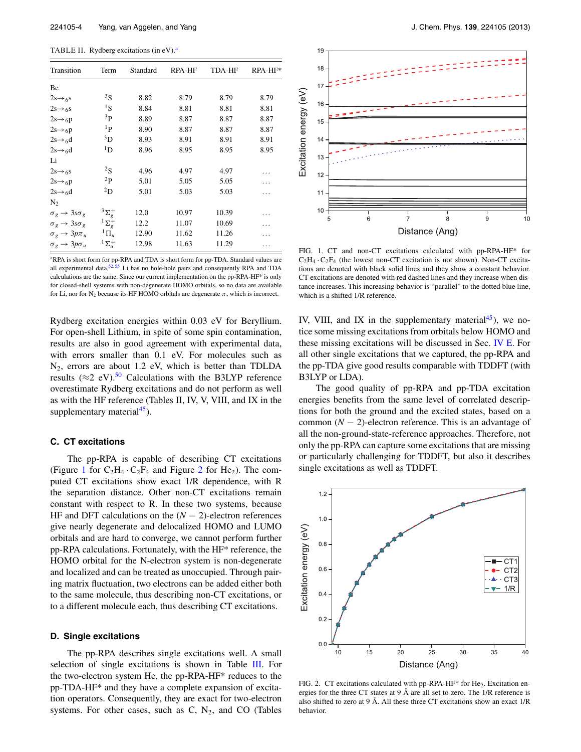TABLE II. Rydberg excitations (in eV).[a]

| Transition | Term | Standard | RPA-HF | TDA-HF | RPA-HF* |
|---|---|---|---|---|---|
| Be | | | | | |
| $2s \rightarrow {}_6s$ | $^3S$ | 8.82 | 8.79 | 8.79 | 8.79 |
| $2s \rightarrow {}_6s$ | $^1S$ | 8.84 | 8.81 | 8.81 | 8.81 |
| $2s \rightarrow {}_6p$ | $^3P$ | 8.89 | 8.87 | 8.87 | 8.87 |
| $2s \rightarrow {}_6p$ | $^1P$ | 8.90 | 8.87 | 8.87 | 8.87 |
| $2s \rightarrow {}_6d$ | $^3D$ | 8.93 | 8.91 | 8.91 | 8.91 |
| $2s \rightarrow {}_6d$ | $^1D$ | 8.96 | 8.95 | 8.95 | 8.95 |
| Li | | | | | |
| $2s \rightarrow {}_6s$ | $^2S$ | 4.96 | 4.97 | 4.97 | … |
| $2s \rightarrow {}_6p$ | $^2P$ | 5.01 | 5.05 | 5.05 | … |
| $2s \rightarrow {}_6d$ | $^2D$ | 5.01 | 5.03 | 5.03 | … |
| $N_2$ | | | | | |
| $\sigma_g \rightarrow 3s\sigma_g$ | $^3\Sigma_g^+$ | 12.0 | 10.97 | 10.39 | … |
| $\sigma_g \rightarrow 3s\sigma_g$ | $^1\Sigma_g^+$ | 12.2 | 11.07 | 10.69 | … |
| $\sigma_g \rightarrow 3p\pi_u$ | $^1\Pi_u$ | 12.90 | 11.62 | 11.26 | … |
| $\sigma_g \rightarrow 3p\sigma_u$ | $^1\Sigma_u^+$ | 12.98 | 11.63 | 11.29 | … |

[a]RPA is short form for pp-RPA and TDA is short form for pp-TDA. Standard values are all experimental data.[52,55] Li has no hole-hole pairs and consequently RPA and TDA calculations are the same. Since our current implementation on the pp-RPA-HF* is only for closed-shell systems with non-degenerate HOMO orbitals, so no data are available for Li, nor for $N_2$ because its HF HOMO orbitals are degenerate $\pi$, which is incorrect.

Rydberg excitation energies within 0.03 eV for Beryllium. For open-shell Lithium, in spite of some spin contamination, results are also in good agreement with experimental data, with errors smaller than 0.1 eV. For molecules such as $N_2$, errors are about 1.2 eV, which is better than TDLDA results ($\approx$2 eV).[50] Calculations with the B3LYP reference overestimate Rydberg excitations and do not perform as well as with the HF reference (Tables II, IV, V, VIII, and IX in the supplementary material[45]).

### C. CT excitations

The pp-RPA is capable of describing CT excitations (Figure 1 for $C_2H_4 \cdot C_2F_4$ and Figure 2 for $He_2$). The computed CT excitations show exact 1/R dependence, with R the separation distance. Other non-CT excitations remain constant with respect to R. In these two systems, because HF and DFT calculations on the $(N-2)$-electron references give nearly degenerate and delocalized HOMO and LUMO orbitals and are hard to converge, we cannot perform further pp-RPA calculations. Fortunately, with the HF* reference, the HOMO orbital for the N-electron system is non-degenerate and localized and can be treated as unoccupied. Through pairing matrix fluctuation, two electrons can be added either both to the same molecule, thus describing non-CT excitations, or to a different molecule each, thus describing CT excitations.

### D. Single excitations

The pp-RPA describes single excitations well. A small selection of single excitations is shown in Table III. For the two-electron system He, the pp-RPA-HF* reduces to the pp-TDA-HF* and they have a complete expansion of excitation operators. Consequently, they are exact for two-electron systems. For other cases, such as C, $N_2$, and CO (Tables IV, VIII, and IX in the supplementary material[45]), we notice some missing excitations from orbitals below HOMO and these missing excitations will be discussed in Sec. IV E. For all other single excitations that we captured, the pp-RPA and the pp-TDA give good results comparable with TDDFT (with B3LYP or LDA).

The good quality of pp-RPA and pp-TDA excitation energies benefits from the same level of correlated descriptions for both the ground and the excited states, based on a common $(N-2)$-electron reference. This is an advantage of all the non-ground-state-reference approaches. Therefore, not only the pp-RPA can capture some excitations that are missing or particularly challenging for TDDFT, but also it describes single excitations as well as TDDFT.

FIG. 1. CT and non-CT excitations calculated with pp-RPA-HF* for $C_2H_4 \cdot C_2F_4$ (the lowest non-CT excitation is not shown). Non-CT excitations are denoted with black solid lines and they show a constant behavior. CT excitations are denoted with red dashed lines and they increase when distance increases. This increasing behavior is "parallel" to the dotted blue line, which is a shifted 1/R reference.

FIG. 2. CT excitations calculated with pp-RPA-HF* for $He_2$. Excitation energies for the three CT states at 9 Å are all set to zero. The 1/R reference is also shifted to zero at 9 Å. All these three CT excitations show an exact 1/R behavior.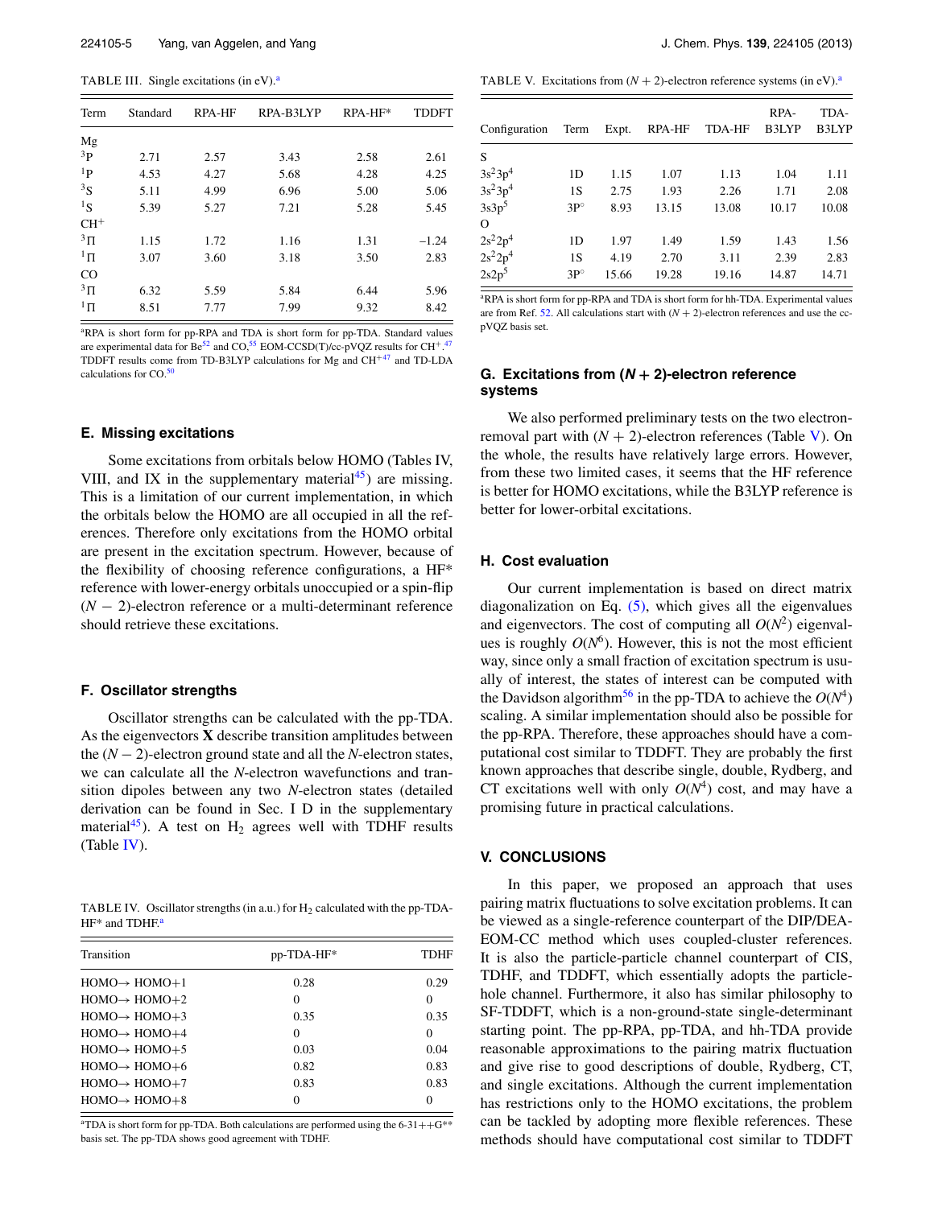TABLE III. Single excitations (in eV).[a]

| Term | Standard | RPA-HF | RPA-B3LYP | RPA-HF* | TDDFT |
|---|---|---|---|---|---|
| Mg | | | | | |
| $^3$P | 2.71 | 2.57 | 3.43 | 2.58 | 2.61 |
| $^1$P | 4.53 | 4.27 | 5.68 | 4.28 | 4.25 |
| $^3$S | 5.11 | 4.99 | 6.96 | 5.00 | 5.06 |
| $^1$S | 5.39 | 5.27 | 7.21 | 5.28 | 5.45 |
| $CH^+$ | | | | | |
| $^3\Pi$ | 1.15 | 1.72 | 1.16 | 1.31 | −1.24 |
| $^1\Pi$ | 3.07 | 3.60 | 3.18 | 3.50 | 2.83 |
| CO | | | | | |
| $^3\Pi$ | 6.32 | 5.59 | 5.84 | 6.44 | 5.96 |
| $^1\Pi$ | 8.51 | 7.77 | 7.99 | 9.32 | 8.42 |

[a]RPA is short form for pp-RPA and TDA is short form for pp-TDA. Standard values are experimental data for Be[52] and CO,[55] EOM-CCSD(T)/cc-pVQZ results for $CH^+$.[47] TDDFT results come from TD-B3LYP calculations for Mg and $CH^+$[47] and TD-LDA calculations for CO.[50]

### E. Missing excitations

Some excitations from orbitals below HOMO (Tables IV, VIII, and IX in the supplementary material[45]) are missing. This is a limitation of our current implementation, in which the orbitals below the HOMO are all occupied in all the references. Therefore only excitations from the HOMO orbital are present in the excitation spectrum. However, because of the flexibility of choosing reference configurations, a HF* reference with lower-energy orbitals unoccupied or a spin-flip $(N-2)$-electron reference or a multi-determinant reference should retrieve these excitations.

### F. Oscillator strengths

Oscillator strengths can be calculated with the pp-TDA. As the eigenvectors **X** describe transition amplitudes between the $(N-2)$-electron ground state and all the $N$-electron states, we can calculate all the $N$-electron wavefunctions and transition dipoles between any two $N$-electron states (detailed derivation can be found in Sec. I D in the supplementary material[45]). A test on $H_2$ agrees well with TDHF results (Table IV).

TABLE IV. Oscillator strengths (in a.u.) for $H_2$ calculated with the pp-TDA-HF* and TDHF.[a]

| Transition | pp-TDA-HF* | TDHF |
|---|---|---|
| HOMO→ HOMO+1 | 0.28 | 0.29 |
| HOMO→ HOMO+2 | 0 | 0 |
| HOMO→ HOMO+3 | 0.35 | 0.35 |
| HOMO→ HOMO+4 | 0 | 0 |
| HOMO→ HOMO+5 | 0.03 | 0.04 |
| HOMO→ HOMO+6 | 0.82 | 0.83 |
| HOMO→ HOMO+7 | 0.83 | 0.83 |
| HOMO→ HOMO+8 | 0 | 0 |

[a]TDA is short form for pp-TDA. Both calculations are performed using the 6-31++G** basis set. The pp-TDA shows good agreement with TDHF.

TABLE V. Excitations from $(N+2)$-electron reference systems (in eV).[a]

| Configuration | Term | Expt. | RPA-HF | TDA-HF | RPA-B3LYP | TDA-B3LYP |
|---|---|---|---|---|---|---|
| S | | | | | | |
| $3s^23p^4$ | 1D | 1.15 | 1.07 | 1.13 | 1.04 | 1.11 |
| $3s^23p^4$ | 1S | 2.75 | 1.93 | 2.26 | 1.71 | 2.08 |
| $3s3p^5$ | 3P° | 8.93 | 13.15 | 13.08 | 10.17 | 10.08 |
| O | | | | | | |
| $2s^22p^4$ | 1D | 1.97 | 1.49 | 1.59 | 1.43 | 1.56 |
| $2s^22p^4$ | 1S | 4.19 | 2.70 | 3.11 | 2.39 | 2.83 |
| $2s2p^5$ | 3P° | 15.66 | 19.28 | 19.16 | 14.87 | 14.71 |

[a]RPA is short form for pp-RPA and TDA is short form for hh-TDA. Experimental values are from Ref. 52. All calculations start with $(N+2)$-electron references and use the cc-pVQZ basis set.

### G. Excitations from (*N* + 2)-electron reference systems

We also performed preliminary tests on the two electron-removal part with $(N+2)$-electron references (Table V). On the whole, the results have relatively large errors. However, from these two limited cases, it seems that the HF reference is better for HOMO excitations, while the B3LYP reference is better for lower-orbital excitations.

### H. Cost evaluation

Our current implementation is based on direct matrix diagonalization on Eq. (5), which gives all the eigenvalues and eigenvectors. The cost of computing all $O(N^2)$ eigenvalues is roughly $O(N^6)$. However, this is not the most efficient way, since only a small fraction of excitation spectrum is usually of interest, the states of interest can be computed with the Davidson algorithm[56] in the pp-TDA to achieve the $O(N^4)$ scaling. A similar implementation should also be possible for the pp-RPA. Therefore, these approaches should have a computational cost similar to TDDFT. They are probably the first known approaches that describe single, double, Rydberg, and CT excitations well with only $O(N^4)$ cost, and may have a promising future in practical calculations.

## V. CONCLUSIONS

In this paper, we proposed an approach that uses pairing matrix fluctuations to solve excitation problems. It can be viewed as a single-reference counterpart of the DIP/DEA-EOM-CC method which uses coupled-cluster references. It is also the particle-particle channel counterpart of CIS, TDHF, and TDDFT, which essentially adopts the particle-hole channel. Furthermore, it also has similar philosophy to SF-TDDFT, which is a non-ground-state single-determinant starting point. The pp-RPA, pp-TDA, and hh-TDA provide reasonable approximations to the pairing matrix fluctuation and give rise to good descriptions of double, Rydberg, CT, and single excitations. Although the current implementation has restrictions only to the HOMO excitations, the problem can be tackled by adopting more flexible references. These methods should have computational cost similar to TDDFT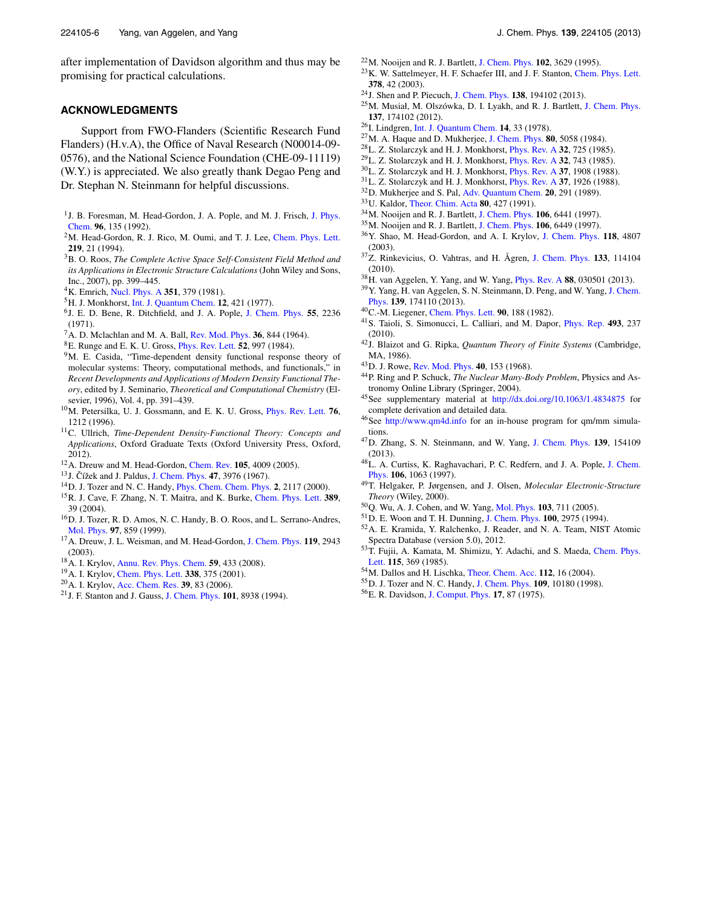after implementation of Davidson algorithm and thus may be promising for practical calculations.

## ACKNOWLEDGMENTS

Support from FWO-Flanders (Scientific Research Fund Flanders) (H.v.A), the Office of Naval Research (N00014-09-0576), and the National Science Foundation (CHE-09-11119) (W.Y.) is appreciated. We also greatly thank Degao Peng and Dr. Stephan N. Steinmann for helpful discussions.

[1] J. B. Foresman, M. Head-Gordon, J. A. Pople, and M. J. Frisch, J. Phys. Chem. **96**, 135 (1992).
[2] M. Head-Gordon, R. J. Rico, M. Oumi, and T. J. Lee, Chem. Phys. Lett. **219**, 21 (1994).
[3] B. O. Roos, *The Complete Active Space Self-Consistent Field Method and its Applications in Electronic Structure Calculations* (John Wiley and Sons, Inc., 2007), pp. 399–445.
[4] K. Emrich, Nucl. Phys. A **351**, 379 (1981).
[5] H. J. Monkhorst, Int. J. Quantum Chem. **12**, 421 (1977).
[6] J. E. D. Bene, R. Ditchfield, and J. A. Pople, J. Chem. Phys. **55**, 2236 (1971).
[7] A. D. Mclachlan and M. A. Ball, Rev. Mod. Phys. **36**, 844 (1964).
[8] E. Runge and E. K. U. Gross, Phys. Rev. Lett. **52**, 997 (1984).
[9] M. E. Casida, "Time-dependent density functional response theory of molecular systems: Theory, computational methods, and functionals," in *Recent Developments and Applications of Modern Density Functional Theory*, edited by J. Seminario, *Theoretical and Computational Chemistry* (Elsevier, 1996), Vol. 4, pp. 391–439.
[10] M. Petersilka, U. J. Gossmann, and E. K. U. Gross, Phys. Rev. Lett. **76**, 1212 (1996).
[11] C. Ullrich, *Time-Dependent Density-Functional Theory: Concepts and Applications*, Oxford Graduate Texts (Oxford University Press, Oxford, 2012).
[12] A. Dreuw and M. Head-Gordon, Chem. Rev. **105**, 4009 (2005).
[13] J. Čížek and J. Paldus, J. Chem. Phys. **47**, 3976 (1967).
[14] D. J. Tozer and N. C. Handy, Phys. Chem. Chem. Phys. **2**, 2117 (2000).
[15] R. J. Cave, F. Zhang, N. T. Maitra, and K. Burke, Chem. Phys. Lett. **389**, 39 (2004).
[16] D. J. Tozer, R. D. Amos, N. C. Handy, B. O. Roos, and L. Serrano-Andres, Mol. Phys. **97**, 859 (1999).
[17] A. Dreuw, J. L. Weisman, and M. Head-Gordon, J. Chem. Phys. **119**, 2943 (2003).
[18] A. I. Krylov, Annu. Rev. Phys. Chem. **59**, 433 (2008).
[19] A. I. Krylov, Chem. Phys. Lett. **338**, 375 (2001).
[20] A. I. Krylov, Acc. Chem. Res. **39**, 83 (2006).
[21] J. F. Stanton and J. Gauss, J. Chem. Phys. **101**, 8938 (1994).
[22] M. Nooijen and R. J. Bartlett, J. Chem. Phys. **102**, 3629 (1995).
[23] K. W. Sattelmeyer, H. F. Schaefer III, and J. F. Stanton, Chem. Phys. Lett. **378**, 42 (2003).
[24] J. Shen and P. Piecuch, J. Chem. Phys. **138**, 194102 (2013).
[25] M. Musiał, M. Olszówka, D. I. Lyakh, and R. J. Bartlett, J. Chem. Phys. **137**, 174102 (2012).
[26] I. Lindgren, Int. J. Quantum Chem. **14**, 33 (1978).
[27] M. A. Haque and D. Mukherjee, J. Chem. Phys. **80**, 5058 (1984).
[28] L. Z. Stolarczyk and H. J. Monkhorst, Phys. Rev. A **32**, 725 (1985).
[29] L. Z. Stolarczyk and H. J. Monkhorst, Phys. Rev. A **32**, 743 (1985).
[30] L. Z. Stolarczyk and H. J. Monkhorst, Phys. Rev. A **37**, 1908 (1988).
[31] L. Z. Stolarczyk and H. J. Monkhorst, Phys. Rev. A **37**, 1926 (1988).
[32] D. Mukherjee and S. Pal, Adv. Quantum Chem. **20**, 291 (1989).
[33] U. Kaldor, Theor. Chim. Acta **80**, 427 (1991).
[34] M. Nooijen and R. J. Bartlett, J. Chem. Phys. **106**, 6441 (1997).
[35] M. Nooijen and R. J. Bartlett, J. Chem. Phys. **106**, 6449 (1997).
[36] Y. Shao, M. Head-Gordon, and A. I. Krylov, J. Chem. Phys. **118**, 4807 (2003).
[37] Z. Rinkevicius, O. Vahtras, and H. Ågren, J. Chem. Phys. **133**, 114104 (2010).
[38] H. van Aggelen, Y. Yang, and W. Yang, Phys. Rev. A **88**, 030501 (2013).
[39] Y. Yang, H. van Aggelen, S. N. Steinmann, D. Peng, and W. Yang, J. Chem. Phys. **139**, 174110 (2013).
[40] C.-M. Liegener, Chem. Phys. Lett. **90**, 188 (1982).
[41] S. Taioli, S. Simonucci, L. Calliari, and M. Dapor, Phys. Rep. **493**, 237 (2010).
[42] J. Blaizot and G. Ripka, *Quantum Theory of Finite Systems* (Cambridge, MA, 1986).
[43] D. J. Rowe, Rev. Mod. Phys. **40**, 153 (1968).
[44] P. Ring and P. Schuck, *The Nuclear Many-Body Problem*, Physics and Astronomy Online Library (Springer, 2004).
[45] See supplementary material at http://dx.doi.org/10.1063/1.4834875 for complete derivation and detailed data.
[46] See http://www.qm4d.info for an in-house program for qm/mm simulations.
[47] D. Zhang, S. N. Steinmann, and W. Yang, J. Chem. Phys. **139**, 154109 (2013).
[48] L. A. Curtiss, K. Raghavachari, P. C. Redfern, and J. A. Pople, J. Chem. Phys. **106**, 1063 (1997).
[49] T. Helgaker, P. Jørgensen, and J. Olsen, *Molecular Electronic-Structure Theory* (Wiley, 2000).
[50] Q. Wu, A. J. Cohen, and W. Yang, Mol. Phys. **103**, 711 (2005).
[51] D. E. Woon and T. H. Dunning, J. Chem. Phys. **100**, 2975 (1994).
[52] A. E. Kramida, Y. Ralchenko, J. Reader, and N. A. Team, NIST Atomic Spectra Database (version 5.0), 2012.
[53] T. Fujii, A. Kamata, M. Shimizu, Y. Adachi, and S. Maeda, Chem. Phys. Lett. **115**, 369 (1985).
[54] M. Dallos and H. Lischka, Theor. Chem. Acc. **112**, 16 (2004).
[55] D. J. Tozer and N. C. Handy, J. Chem. Phys. **109**, 10180 (1998).
[56] E. R. Davidson, J. Comput. Phys. **17**, 87 (1975).